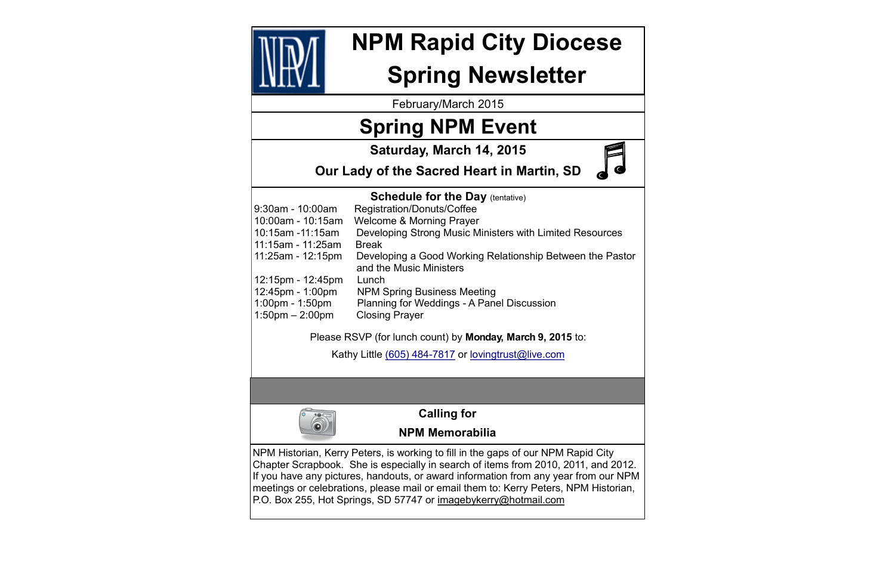# NPM Rapid City Diocese Spring Newsletter

February/March 2015

## Spring NPM Event

**Saturday, March 14, 2015**

**Our Lady of the Sacred Heart in Martin, SD**

### Schedule for the Day (tentative)

| Time | Event |
|---|---|
| 9:30am - 10:00am | Registration/Donuts/Coffee |
| 10:00am - 10:15am | Welcome & Morning Prayer |
| 10:15am -11:15am | Developing Strong Music Ministers with Limited Resources |
| 11:15am - 11:25am | Break |
| 11:25am - 12:15pm | Developing a Good Working Relationship Between the Pastor and the Music Ministers |
| 12:15pm - 12:45pm | Lunch |
| 12:45pm - 1:00pm | NPM Spring Business Meeting |
| 1:00pm - 1:50pm | Planning for Weddings - A Panel Discussion |
| 1:50pm – 2:00pm | Closing Prayer |

Please RSVP (for lunch count) by **Monday, March 9, 2015** to:

Kathy Little (605) 484-7817 or lovingtrust@live.com

### Calling for NPM Memorabilia

NPM Historian, Kerry Peters, is working to fill in the gaps of our NPM Rapid City Chapter Scrapbook. She is especially in search of items from 2010, 2011, and 2012. If you have any pictures, handouts, or award information from any year from our NPM meetings or celebrations, please mail or email them to: Kerry Peters, NPM Historian, P.O. Box 255, Hot Springs, SD 57747 or imagebykerry@hotmail.com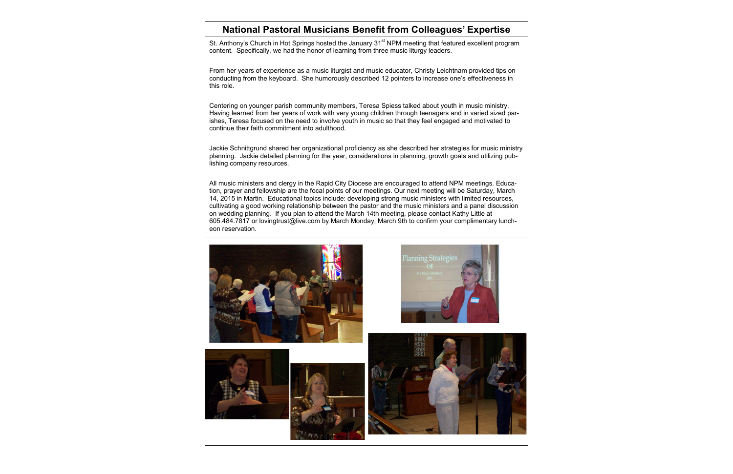## National Pastoral Musicians Benefit from Colleagues' Expertise

St. Anthony's Church in Hot Springs hosted the January 31st NPM meeting that featured excellent program content. Specifically, we had the honor of learning from three music liturgy leaders.

From her years of experience as a music liturgist and music educator, Christy Leichtnam provided tips on conducting from the keyboard. She humorously described 12 pointers to increase one's effectiveness in this role.

Centering on younger parish community members, Teresa Spiess talked about youth in music ministry. Having learned from her years of work with very young children through teenagers and in varied sized parishes, Teresa focused on the need to involve youth in music so that they feel engaged and motivated to continue their faith commitment into adulthood.

Jackie Schnittgrund shared her organizational proficiency as she described her strategies for music ministry planning. Jackie detailed planning for the year, considerations in planning, growth goals and utilizing publishing company resources.

All music ministers and clergy in the Rapid City Diocese are encouraged to attend NPM meetings. Education, prayer and fellowship are the focal points of our meetings. Our next meeting will be Saturday, March 14, 2015 in Martin. Educational topics include: developing strong music ministers with limited resources, cultivating a good working relationship between the pastor and the music ministers and a panel discussion on wedding planning. If you plan to attend the March 14th meeting, please contact Kathy Little at 605.484.7817 or lovingtrust@live.com by March Monday, March 9th to confirm your complimentary luncheon reservation.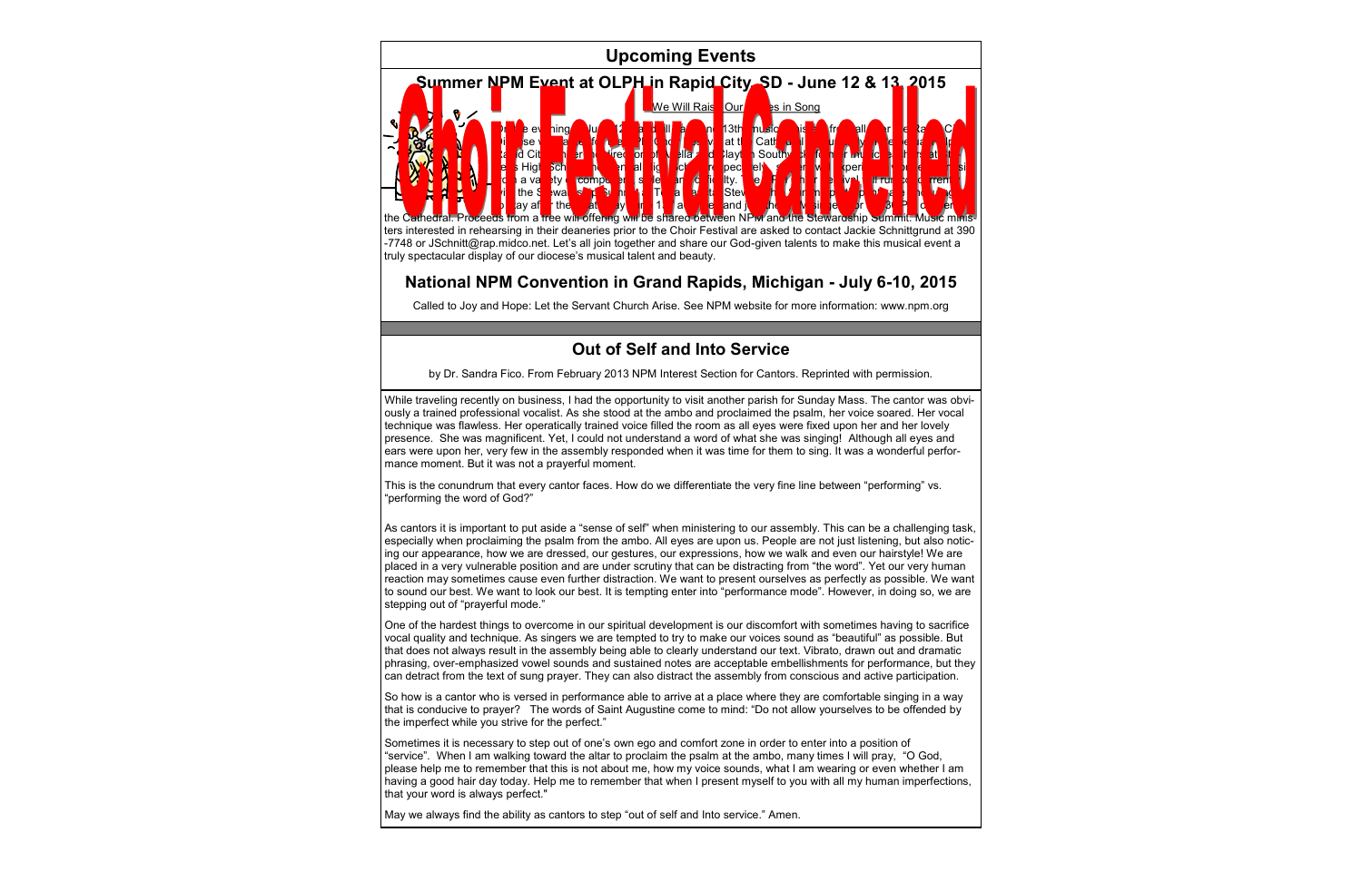# Upcoming Events

## Summer NPM Event at OLPH in Rapid City, SD - June 12 & 13, 2015

**Choir Festival Cancelled**

We Will Raise Our ... es in Song

... the Cathedral. Proceeds from a free will offering will be shared between NPM and the Stewardship Summit. Music ministers interested in rehearsing in their deaneries prior to the Choir Festival are asked to contact Jackie Schnittgrund at 390-7748 or JSchnitt@rap.midco.net. Let's all join together and share our God-given talents to make this musical event a truly spectacular display of our diocese's musical talent and beauty.

## National NPM Convention in Grand Rapids, Michigan - July 6-10, 2015

Called to Joy and Hope: Let the Servant Church Arise. See NPM website for more information: www.npm.org

# Out of Self and Into Service

by Dr. Sandra Fico. From February 2013 NPM Interest Section for Cantors. Reprinted with permission.

While traveling recently on business, I had the opportunity to visit another parish for Sunday Mass. The cantor was obviously a trained professional vocalist. As she stood at the ambo and proclaimed the psalm, her voice soared. Her vocal technique was flawless. Her operatically trained voice filled the room as all eyes were fixed upon her and her lovely presence. She was magnificent. Yet, I could not understand a word of what she was singing! Although all eyes and ears were upon her, very few in the assembly responded when it was time for them to sing. It was a wonderful performance moment. But it was not a prayerful moment.

This is the conundrum that every cantor faces. How do we differentiate the very fine line between "performing" vs. "performing the word of God?"

As cantors it is important to put aside a "sense of self" when ministering to our assembly. This can be a challenging task, especially when proclaiming the psalm from the ambo. All eyes are upon us. People are not just listening, but also noticing our appearance, how we are dressed, our gestures, our expressions, how we walk and even our hairstyle! We are placed in a very vulnerable position and are under scrutiny that can be distracting from "the word". Yet our very human reaction may sometimes cause even further distraction. We want to present ourselves as perfectly as possible. We want to sound our best. We want to look our best. It is tempting enter into "performance mode". However, in doing so, we are stepping out of "prayerful mode."

One of the hardest things to overcome in our spiritual development is our discomfort with sometimes having to sacrifice vocal quality and technique. As singers we are tempted to try to make our voices sound as "beautiful" as possible. But that does not always result in the assembly being able to clearly understand our text. Vibrato, drawn out and dramatic phrasing, over-emphasized vowel sounds and sustained notes are acceptable embellishments for performance, but they can detract from the text of sung prayer. They can also distract the assembly from conscious and active participation.

So how is a cantor who is versed in performance able to arrive at a place where they are comfortable singing in a way that is conducive to prayer? The words of Saint Augustine come to mind: "Do not allow yourselves to be offended by the imperfect while you strive for the perfect."

Sometimes it is necessary to step out of one's own ego and comfort zone in order to enter into a position of "service". When I am walking toward the altar to proclaim the psalm at the ambo, many times I will pray, "O God, please help me to remember that this is not about me, how my voice sounds, what I am wearing or even whether I am having a good hair day today. Help me to remember that when I present myself to you with all my human imperfections, that your word is always perfect."

May we always find the ability as cantors to step "out of self and Into service." Amen.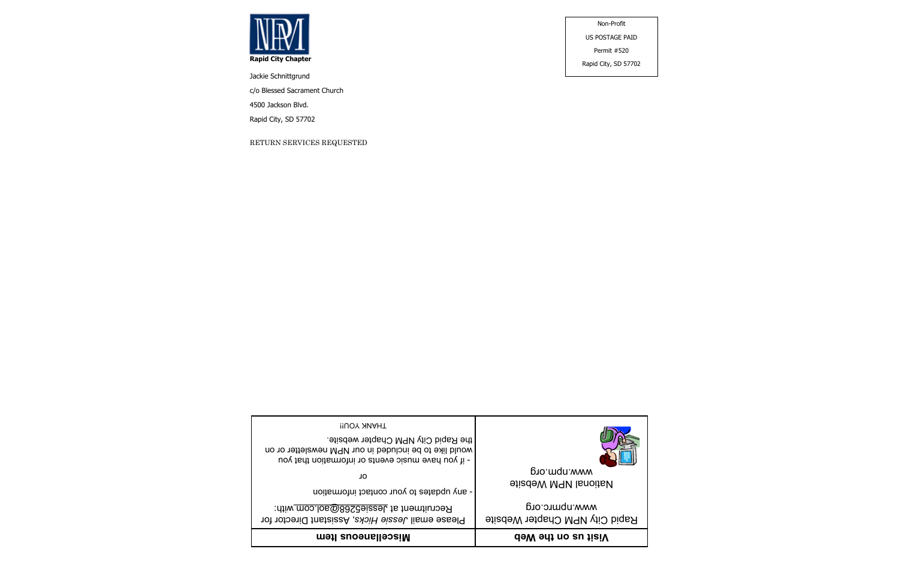**Rapid City Chapter**

Jackie Schnittgrund

c/o Blessed Sacrament Church

4500 Jackson Blvd.

Rapid City, SD 57702

RETURN SERVICES REQUESTED

Non-Profit

US POSTAGE PAID

Permit #520

Rapid City, SD 57702

| **Visit us on the Web** | **Miscellaneous Item** |
|---|---|
| Rapid City NPM Chapter Website<br>www.npmrc.org<br><br>National NPM Website<br>www.npm.org | Please email *Jessie Hicks*, Assistant Director for Recruitment at Jessie5268@aol.com with:<br><br>- any updates to your contact information<br><br>or<br><br>- if you have music events or information that you would like to be included in our NPM newsletter or on the Rapid City NPM Chapter website.<br><br>THANK YOU!! |